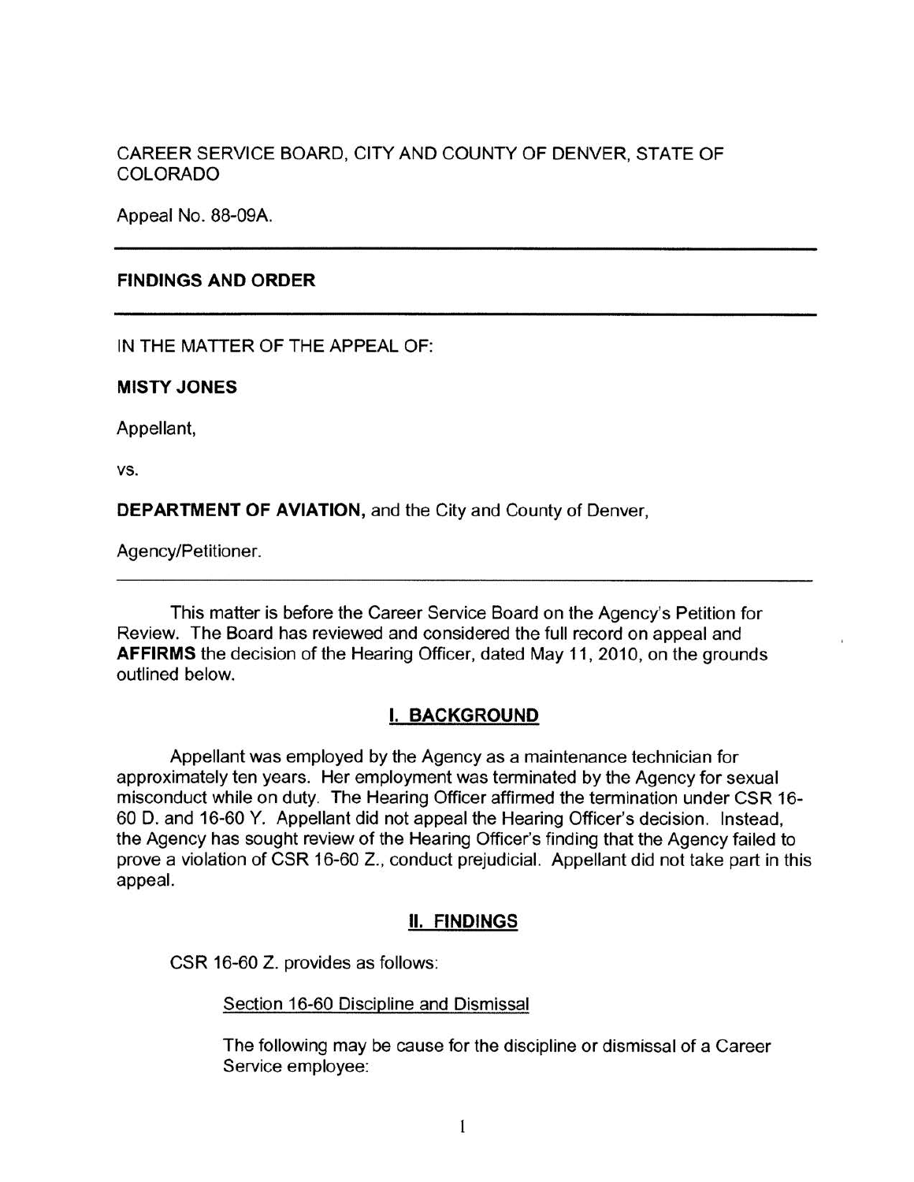CAREER SERVICE BOARD, CITY AND COUNTY OF DENVER, STATE OF COLORADO

Appeal No. 88-09A.

---

## FINDINGS AND ORDER

---

IN THE MATTER OF THE APPEAL OF:

**MISTY JONES**

Appellant,

vs.

**DEPARTMENT OF AVIATION,** and the City and County of Denver,

Agency/Petitioner.

---

This matter is before the Career Service Board on the Agency's Petition for Review. The Board has reviewed and considered the full record on appeal and **AFFIRMS** the decision of the Hearing Officer, dated May 11, 2010, on the grounds outlined below.

## I. BACKGROUND

Appellant was employed by the Agency as a maintenance technician for approximately ten years. Her employment was terminated by the Agency for sexual misconduct while on duty. The Hearing Officer affirmed the termination under CSR 16-60 D. and 16-60 Y. Appellant did not appeal the Hearing Officer's decision. Instead, the Agency has sought review of the Hearing Officer's finding that the Agency failed to prove a violation of CSR 16-60 Z., conduct prejudicial. Appellant did not take part in this appeal.

## II. FINDINGS

CSR 16-60 Z. provides as follows:

> Section 16-60 Discipline and Dismissal
>
> The following may be cause for the discipline or dismissal of a Career Service employee: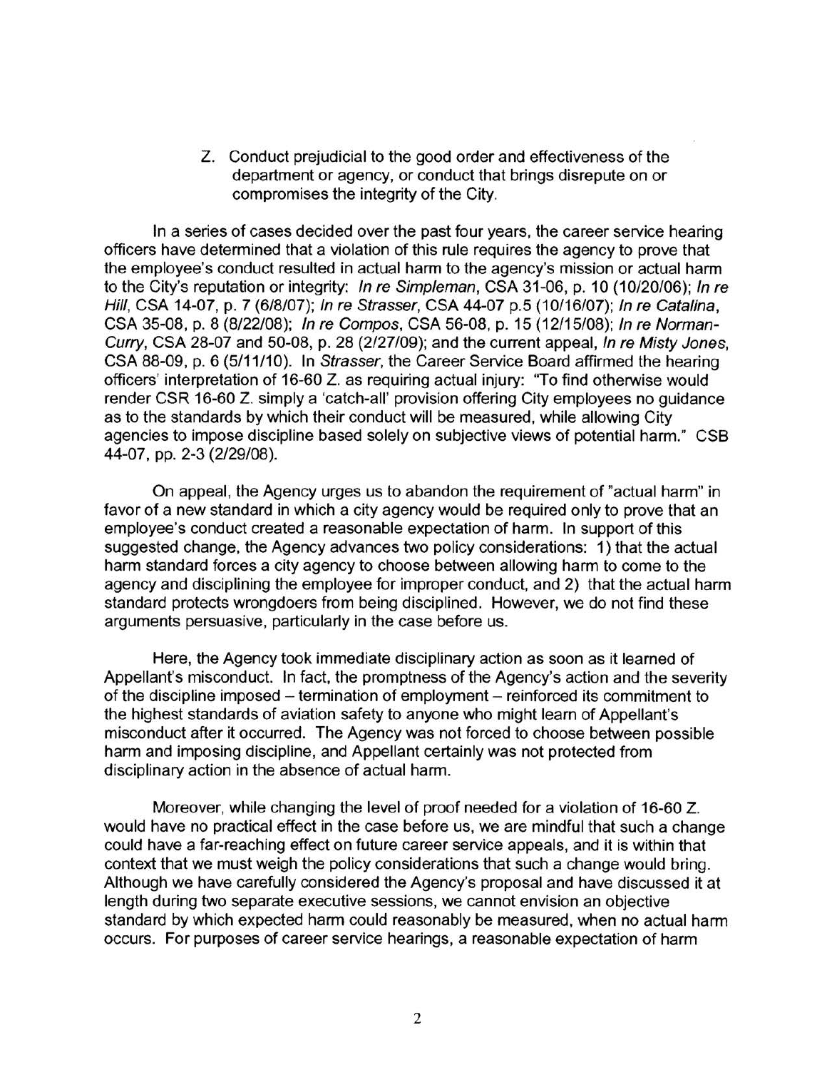Z. Conduct prejudicial to the good order and effectiveness of the department or agency, or conduct that brings disrepute on or compromises the integrity of the City.

In a series of cases decided over the past four years, the career service hearing officers have determined that a violation of this rule requires the agency to prove that the employee's conduct resulted in actual harm to the agency's mission or actual harm to the City's reputation or integrity: *In re Simpleman*, CSA 31-06, p. 10 (10/20/06); *In re Hill*, CSA 14-07, p. 7 (6/8/07); *In re Strasser*, CSA 44-07 p.5 (10/16/07); *In re Catalina*, CSA 35-08, p. 8 (8/22/08); *In re Compos*, CSA 56-08, p. 15 (12/15/08); *In re Norman-Curry*, CSA 28-07 and 50-08, p. 28 (2/27/09); and the current appeal, *In re Misty Jones*, CSA 88-09, p. 6 (5/11/10). In *Strasser*, the Career Service Board affirmed the hearing officers' interpretation of 16-60 Z. as requiring actual injury: "To find otherwise would render CSR 16-60 Z. simply a 'catch-all' provision offering City employees no guidance as to the standards by which their conduct will be measured, while allowing City agencies to impose discipline based solely on subjective views of potential harm." CSB 44-07, pp. 2-3 (2/29/08).

On appeal, the Agency urges us to abandon the requirement of "actual harm" in favor of a new standard in which a city agency would be required only to prove that an employee's conduct created a reasonable expectation of harm. In support of this suggested change, the Agency advances two policy considerations: 1) that the actual harm standard forces a city agency to choose between allowing harm to come to the agency and disciplining the employee for improper conduct, and 2) that the actual harm standard protects wrongdoers from being disciplined. However, we do not find these arguments persuasive, particularly in the case before us.

Here, the Agency took immediate disciplinary action as soon as it learned of Appellant's misconduct. In fact, the promptness of the Agency's action and the severity of the discipline imposed – termination of employment – reinforced its commitment to the highest standards of aviation safety to anyone who might learn of Appellant's misconduct after it occurred. The Agency was not forced to choose between possible harm and imposing discipline, and Appellant certainly was not protected from disciplinary action in the absence of actual harm.

Moreover, while changing the level of proof needed for a violation of 16-60 Z. would have no practical effect in the case before us, we are mindful that such a change could have a far-reaching effect on future career service appeals, and it is within that context that we must weigh the policy considerations that such a change would bring. Although we have carefully considered the Agency's proposal and have discussed it at length during two separate executive sessions, we cannot envision an objective standard by which expected harm could reasonably be measured, when no actual harm occurs. For purposes of career service hearings, a reasonable expectation of harm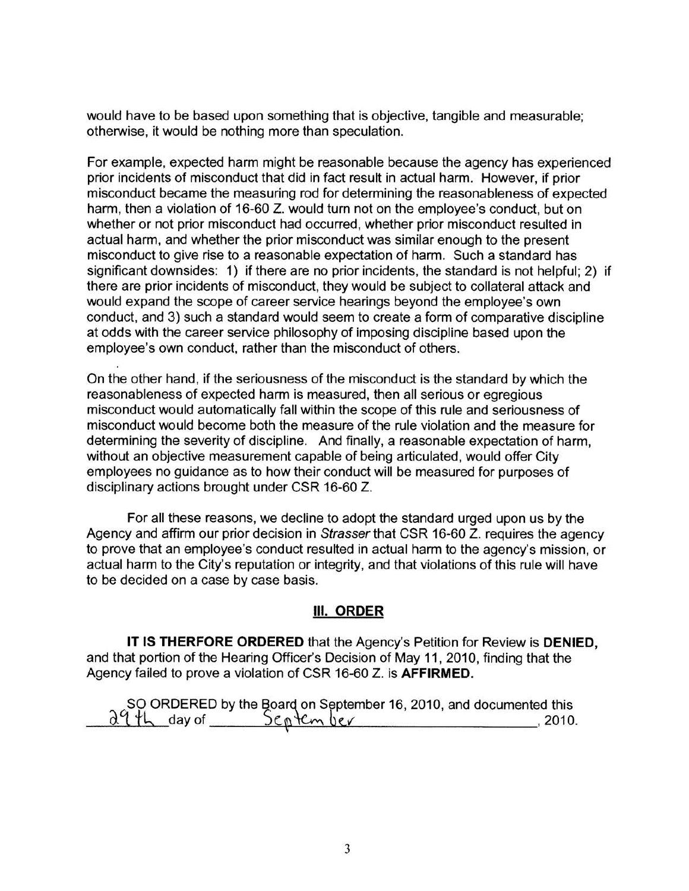would have to be based upon something that is objective, tangible and measurable; otherwise, it would be nothing more than speculation.

For example, expected harm might be reasonable because the agency has experienced prior incidents of misconduct that did in fact result in actual harm. However, if prior misconduct became the measuring rod for determining the reasonableness of expected harm, then a violation of 16-60 Z. would turn not on the employee's conduct, but on whether or not prior misconduct had occurred, whether prior misconduct resulted in actual harm, and whether the prior misconduct was similar enough to the present misconduct to give rise to a reasonable expectation of harm. Such a standard has significant downsides: 1) if there are no prior incidents, the standard is not helpful; 2) if there are prior incidents of misconduct, they would be subject to collateral attack and would expand the scope of career service hearings beyond the employee's own conduct, and 3) such a standard would seem to create a form of comparative discipline at odds with the career service philosophy of imposing discipline based upon the employee's own conduct, rather than the misconduct of others.

On the other hand, if the seriousness of the misconduct is the standard by which the reasonableness of expected harm is measured, then all serious or egregious misconduct would automatically fall within the scope of this rule and seriousness of misconduct would become both the measure of the rule violation and the measure for determining the severity of discipline. And finally, a reasonable expectation of harm, without an objective measurement capable of being articulated, would offer City employees no guidance as to how their conduct will be measured for purposes of disciplinary actions brought under CSR 16-60 Z.

For all these reasons, we decline to adopt the standard urged upon us by the Agency and affirm our prior decision in *Strasser* that CSR 16-60 Z. requires the agency to prove that an employee's conduct resulted in actual harm to the agency's mission, or actual harm to the City's reputation or integrity, and that violations of this rule will have to be decided on a case by case basis.

## III. ORDER

**IT IS THERFORE ORDERED** that the Agency's Petition for Review is **DENIED,** and that portion of the Hearing Officer's Decision of May 11, 2010, finding that the Agency failed to prove a violation of CSR 16-60 Z. is **AFFIRMED.**

SO ORDERED by the Board on September 16, 2010, and documented this 29th day of September, 2010.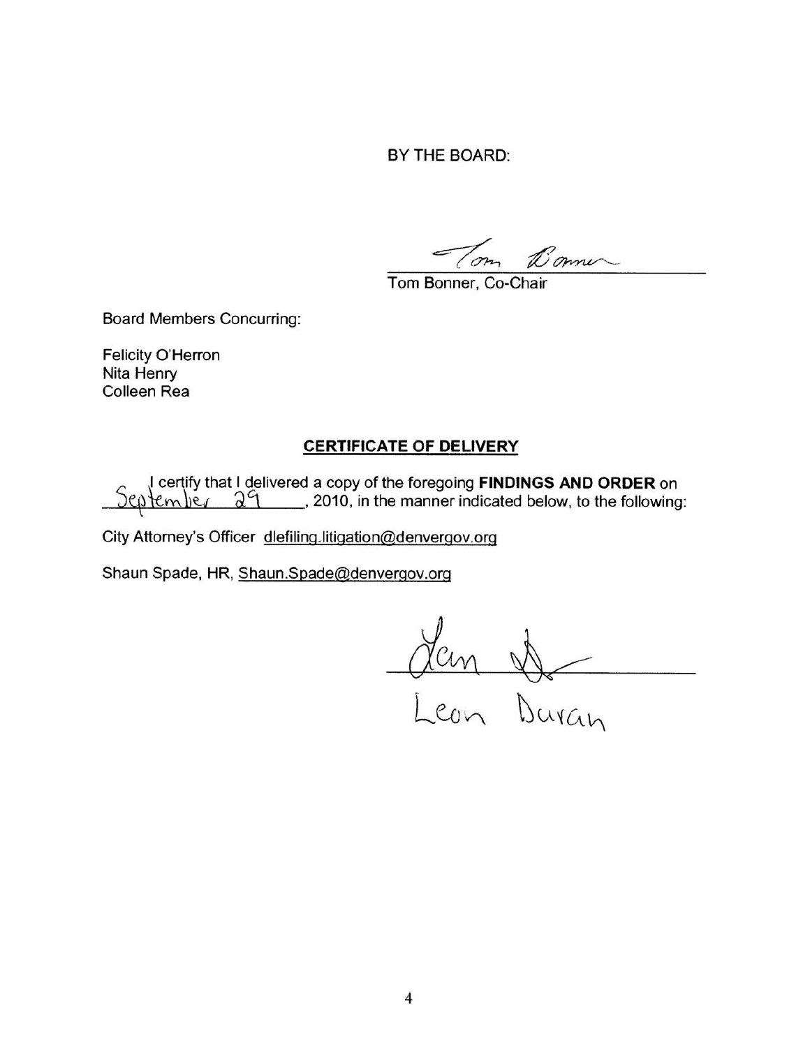BY THE BOARD:

Tom Bonner

Tom Bonner, Co-Chair

Board Members Concurring:

Felicity O'Herron
Nita Henry
Colleen Rea

## CERTIFICATE OF DELIVERY

I certify that I delivered a copy of the foregoing **FINDINGS AND ORDER** on September 29, 2010, in the manner indicated below, to the following:

City Attorney's Officer dlefiling.litigation@denvergov.org

Shaun Spade, HR, Shaun.Spade@denvergov.org

Leon Duran